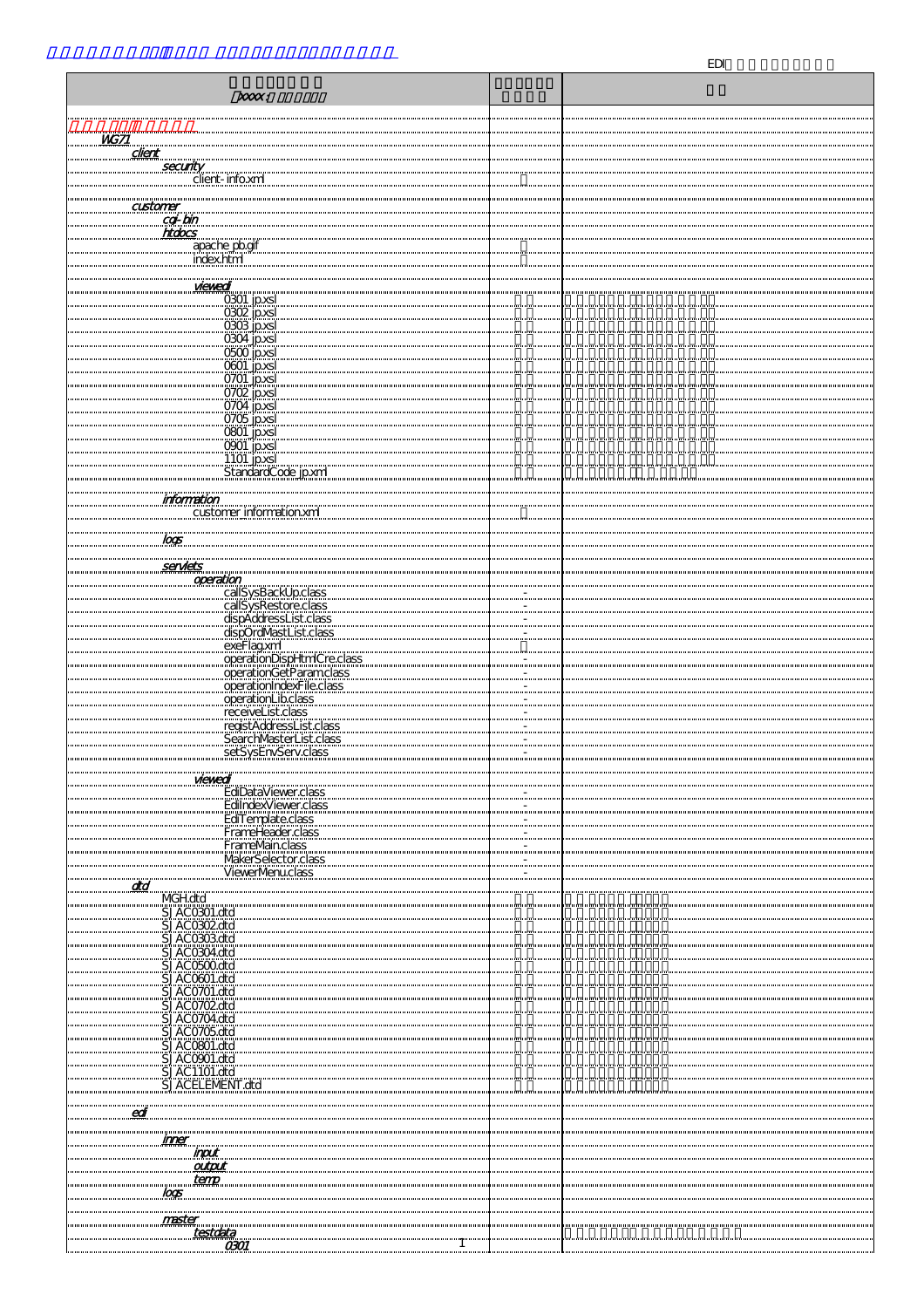EDI

| (xxxx:) | | |
|---|---|---|
| WG71 | | |
| client | | |
| security | | |
| client-info.xml | | |
| customer | | |
| cgi-bin | | |
| htdocs | | |
| apache_pb.gif | | |
| index.html | | |
| viewedi | | |
| 0301_jp.xsl | | |
| 0302_jp.xsl | | |
| 0303_jp.xsl | | |
| 0304_jp.xsl | | |
| 0500_jp.xsl | | |
| 0601_jp.xsl | | |
| 0701_jp.xsl | | |
| 0702_jp.xsl | | |
| 0704_jp.xsl | | |
| 0705_jp.xsl | | |
| 0801_jp.xsl | | |
| 0901_jp.xsl | | |
| 1101_jp.xsl | | |
| StandardCode_jp.xml | | |
| information | | |
| customer_information.xml | | |
| logs | | |
| servlets | | |
| operation | | |
| callSysBackUp.class | - | |
| callSysRestore.class | - | |
| dispAddressList.class | - | |
| dispOrdMastList.class | - | |
| exeFlag.xml | | |
| operationDispHtmlCre.class | - | |
| operationGetParam.class | - | |
| operationIndexFile.class | - | |
| operationLib.class | - | |
| receiveList.class | - | |
| registAddressList.class | - | |
| SearchMasterList.class | - | |
| setSysEnvServ.class | - | |
| viewedi | | |
| EdiDataViewer.class | - | |
| EdiIndexViewer.class | - | |
| EdiTemplate.class | - | |
| FrameHeader.class | - | |
| FrameMain.class | - | |
| MakerSelector.class | - | |
| ViewerMenu.class | - | |
| dtd | | |
| MGH.dtd | | |
| SJAC0301.dtd | | |
| SJAC0302.dtd | | |
| SJAC0303.dtd | | |
| SJAC0304.dtd | | |
| SJAC0500.dtd | | |
| SJAC0601.dtd | | |
| SJAC0701.dtd | | |
| SJAC0702.dtd | | |
| SJAC0704.dtd | | |
| SJAC0705.dtd | | |
| SJAC0801.dtd | | |
| SJAC0901.dtd | | |
| SJAC1101.dtd | | |
| SJACELEMENT.dtd | | |
| edi | | |
| inner | | |
| input | | |
| output | | |
| temp | | |
| logs | | |
| master | | |
| testdata | | |
| 0301 | | |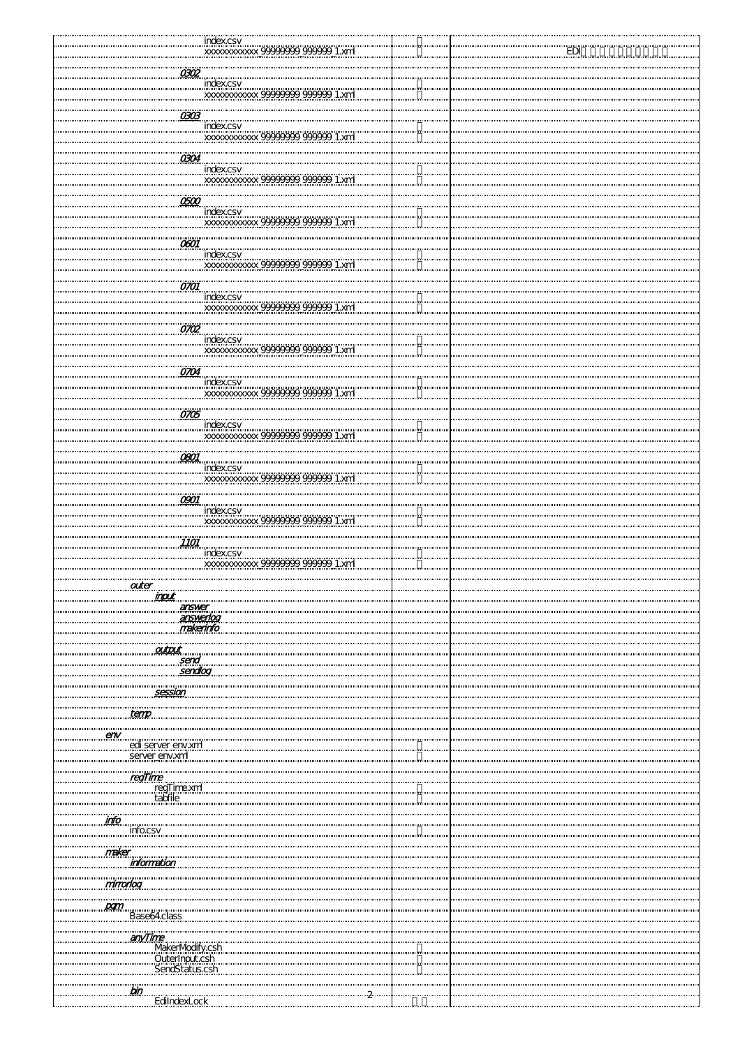| | | |
|---|---|---|
| index.csv | 〇 | |
| xxxxxxxxxxxx_99999999_999999_1.xml | 〇 | EDI〇〇〇〇〇〇〇〇〇〇 |
| *0302* | | |
| index.csv | 〇 | |
| xxxxxxxxxxxx_99999999_999999_1.xml | 〇 | |
| *0303* | | |
| index.csv | 〇 | |
| xxxxxxxxxxxx_99999999_999999_1.xml | 〇 | |
| *0304* | | |
| index.csv | 〇 | |
| xxxxxxxxxxxx_99999999_999999_1.xml | 〇 | |
| *0500* | | |
| index.csv | 〇 | |
| xxxxxxxxxxxx_99999999_999999_1.xml | 〇 | |
| *0601* | | |
| index.csv | 〇 | |
| xxxxxxxxxxxx_99999999_999999_1.xml | 〇 | |
| *0701* | | |
| index.csv | 〇 | |
| xxxxxxxxxxxx_99999999_999999_1.xml | 〇 | |
| *0702* | | |
| index.csv | 〇 | |
| xxxxxxxxxxxx_99999999_999999_1.xml | 〇 | |
| *0704* | | |
| index.csv | 〇 | |
| xxxxxxxxxxxx_99999999_999999_1.xml | 〇 | |
| *0705* | | |
| index.csv | 〇 | |
| xxxxxxxxxxxx_99999999_999999_1.xml | 〇 | |
| *0801* | | |
| index.csv | 〇 | |
| xxxxxxxxxxxx_99999999_999999_1.xml | 〇 | |
| *0901* | | |
| index.csv | 〇 | |
| xxxxxxxxxxxx_99999999_999999_1.xml | 〇 | |
| *1101* | | |
| index.csv | 〇 | |
| xxxxxxxxxxxx_99999999_999999_1.xml | 〇 | |
| *outer* | | |
| *input* | | |
| *answer* | | |
| *answerlog* | | |
| *makerinfo* | | |
| *output* | | |
| *send* | | |
| *sendlog* | | |
| *session* | | |
| *temp* | | |
| *env* | | |
| edi_server_env.xml | 〇 | |
| server_env.xml | 〇 | |
| *reqTime* | | |
| reqTime.xml | 〇 | |
| tabfile | 〇 | |
| *info* | | |
| info.csv | 〇 | |
| *maker* | | |
| *information* | | |
| *mirrorlog* | | |
| *pgm* | | |
| Base64.class | | |
| *anyTime* | | |
| MakerModify.csh | 〇 | |
| OuterInput.csh | 〇 | |
| SendStatus.csh | 〇 | |
| *bin* | | |
| EdiIndexLock | 〇〇 | |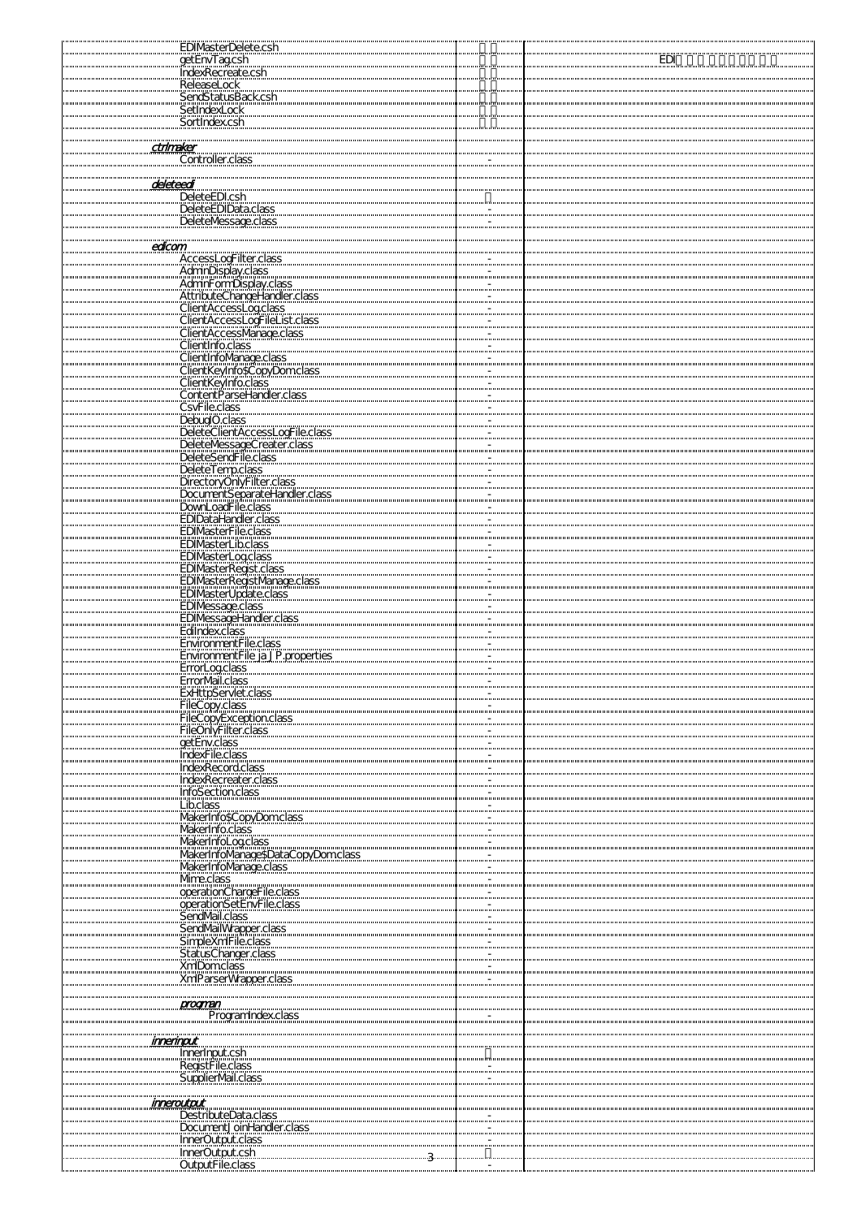| | | |
|---|---|---|
| EDIMasterDelete.csh | □ □ | |
| getEnvTag.csh | □ □ | EDI□ □ □ □□□□□ □ □ |
| IndexRecreate.csh | □ □ | |
| ReleaseLock | □ □ | |
| SendStatusBack.csh | □ □ | |
| SetIndexLock | □ □ | |
| SortIndex.csh | □ □ | |
| | | |
| ***ctrlmaker*** | | |
| Controller.class | - | |
| | | |
| ***deleteedi*** | | |
| DeleteEDI.csh | □ | |
| DeleteEDIData.class | - | |
| DeleteMessage.class | - | |
| | | |
| ***edicom*** | | |
| AccessLogFilter.class | - | |
| AdminDisplay.class | - | |
| AdminFormDisplay.class | - | |
| AttributeChangeHandler.class | - | |
| ClientAccessLog.class | - | |
| ClientAccessLogFileList.class | - | |
| ClientAccessManage.class | - | |
| ClientInfo.class | - | |
| ClientInfoManage.class | - | |
| ClientKeyInfo$CopyDom.class | - | |
| ClientKeyInfo.class | - | |
| ContentParseHandler.class | - | |
| CsvFile.class | - | |
| DebugIO.class | - | |
| DeleteClientAccessLogFile.class | - | |
| DeleteMessageCreater.class | - | |
| DeleteSendFile.class | - | |
| DeleteTemp.class | - | |
| DirectoryOnlyFilter.class | - | |
| DocumentSeparateHandler.class | - | |
| DownLoadFile.class | - | |
| EDIDataHandler.class | - | |
| EDIMasterFile.class | - | |
| EDIMasterLib.class | - | |
| EDIMasterLog.class | - | |
| EDIMasterRegist.class | - | |
| EDIMasterRegistManage.class | - | |
| EDIMasterUpdate.class | - | |
| EDIMessage.class | - | |
| EDIMessageHandler.class | - | |
| EdiIndex.class | - | |
| EnvironmentFile.class | - | |
| EnvironmentFile_ja_JP.properties | - | |
| ErrorLog.class | - | |
| ErrorMail.class | - | |
| ExHttpServlet.class | - | |
| FileCopy.class | - | |
| FileCopyException.class | - | |
| FileOnlyFilter.class | - | |
| getEnv.class | - | |
| IndexFile.class | - | |
| IndexRecord.class | - | |
| IndexRecreater.class | - | |
| InfoSection.class | - | |
| Lib.class | - | |
| MakerInfo$CopyDom.class | - | |
| MakerInfo.class | - | |
| MakerInfoLog.class | - | |
| MakerInfoManage$DataCopyDom.class | - | |
| MakerInfoManage.class | - | |
| Mime.class | - | |
| operationChargeFile.class | - | |
| operationSetEnvFile.class | - | |
| SendMail.class | - | |
| SendMailWrapper.class | - | |
| SimpleXmlFile.class | - | |
| StatusChanger.class | - | |
| XmlDom.class | - | |
| XmlParserWrapper.class | - | |
| | | |
| ***progman*** | | |
| ProgramIndex.class | - | |
| | | |
| ***innerinput*** | | |
| InnerInput.csh | □ | |
| RegistFile.class | - | |
| SupplierMail.class | - | |
| | | |
| ***inneroutput*** | | |
| DestributeData.class | - | |
| DocumentJoinHandler.class | - | |
| InnerOutput.class | - | |
| InnerOutput.csh | □ | |
| OutputFile.class | - | |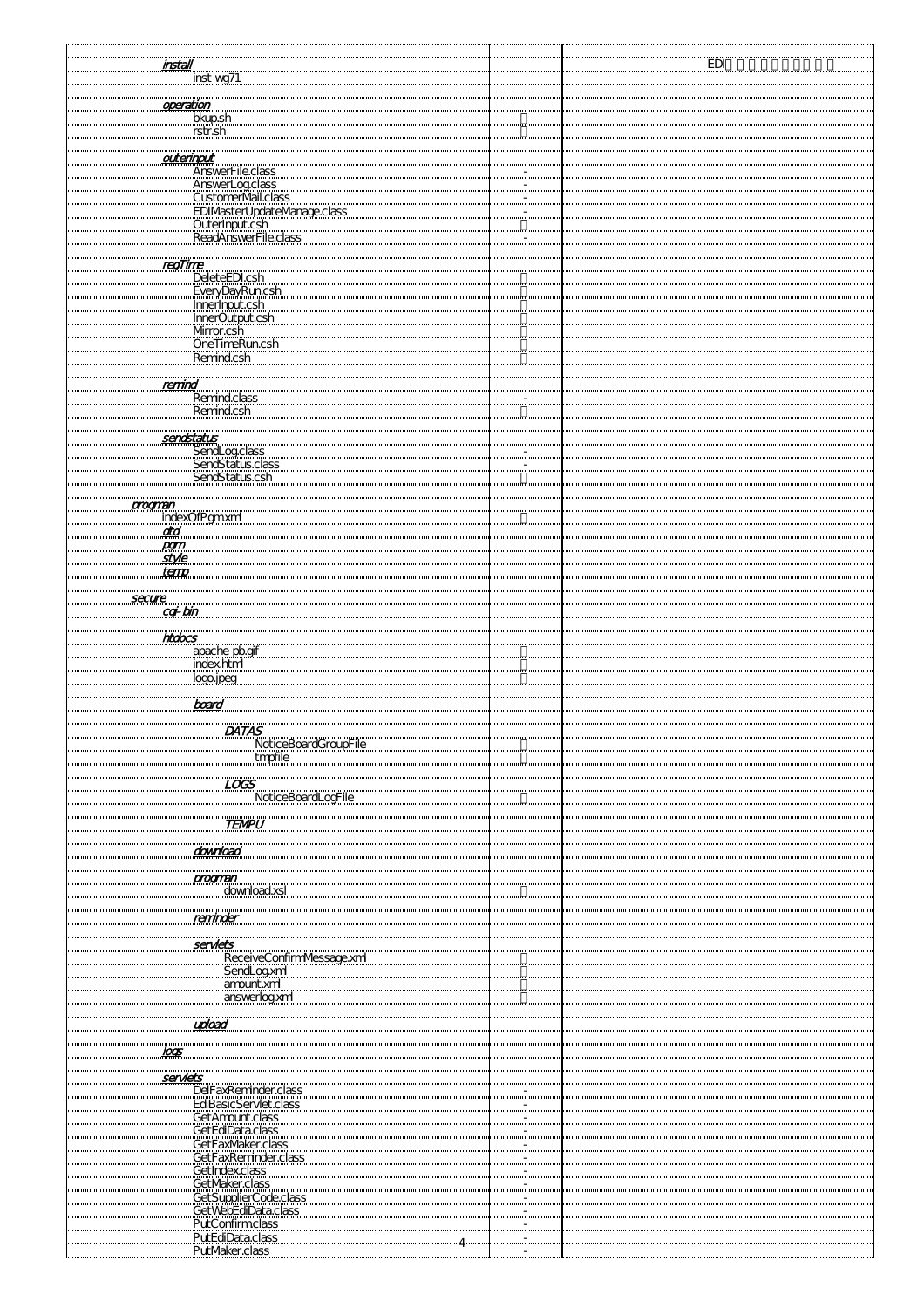| | | |
|---|---|---|
| ***install*** | | EDI□ □ □ □ □ □ □ □ □ □ |
| inst wg71 | | |
| | | |
| ***operation*** | | |
| bkup.sh | □ | |
| rstr.sh | □ | |
| | | |
| ***outerinput*** | | |
| AnswerFile.class | - | |
| AnswerLog.class | - | |
| CustomerMail.class | - | |
| EDIMasterUpdateManage.class | - | |
| OuterInput.csh | □ | |
| ReadAnswerFile.class | - | |
| | | |
| ***regTime*** | | |
| DeleteEDI.csh | □ | |
| EveryDayRun.csh | □ | |
| InnerInput.csh | □ | |
| InnerOutput.csh | □ | |
| Mirror.csh | □ | |
| OneTimeRun.csh | □ | |
| Remind.csh | □ | |
| | | |
| ***remind*** | | |
| Remind.class | - | |
| Remind.csh | □ | |
| | | |
| ***sendstatus*** | | |
| SendLog.class | - | |
| SendStatus.class | - | |
| SendStatus.csh | □ | |
| | | |
| ***progman*** | | |
| indexOfPgm.xml | □ | |
| ***dtd*** | | |
| ***pgm*** | | |
| ***style*** | | |
| ***temp*** | | |
| | | |
| ***secure*** | | |
| ***cgi-bin*** | | |
| | | |
| ***htdocs*** | | |
| apache_pb.gif | □ | |
| index.html | □ | |
| logo.jpeg | □ | |
| | | |
| ***board*** | | |
| | | |
| ***DATAS*** | | |
| NoticeBoardGroupFile | □ | |
| tmpfile | □ | |
| | | |
| ***LOGS*** | | |
| NoticeBoardLogFile | □ | |
| | | |
| ***TEMPU*** | | |
| | | |
| ***download*** | | |
| | | |
| ***progman*** | | |
| download.xsl | □ | |
| | | |
| ***reminder*** | | |
| | | |
| ***servlets*** | | |
| ReceiveConfirmMessage.xml | □ | |
| SendLog.xml | □ | |
| amount.xml | □ | |
| answerlog.xml | □ | |
| | | |
| ***upload*** | | |
| | | |
| ***logs*** | | |
| | | |
| ***servlets*** | | |
| DelFaxReminder.class | - | |
| EdiBasicServlet.class | - | |
| GetAmount.class | - | |
| GetEdiData.class | - | |
| GetFaxMaker.class | - | |
| GetFaxReminder.class | - | |
| GetIndex.class | - | |
| GetMaker.class | - | |
| GetSupplierCode.class | - | |
| GetWebEdiData.class | - | |
| PutConfirm.class | - | |
| PutEdiData.class | - | |
| PutMaker.class | - | |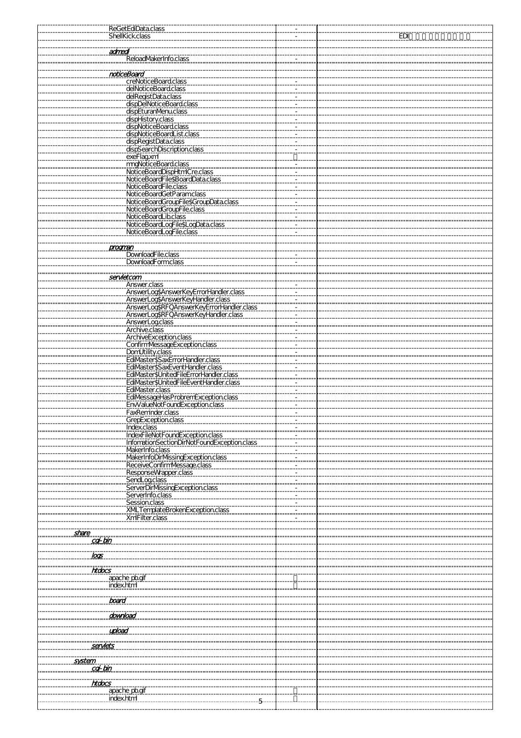| File | | |
|---|---|---|
| ReGetEdiData.class | - | |
| ShellKick.class | - | EDI |
| | | |
| *admedi* | | |
| ReloadMakerInfo.class | - | |
| | | |
| *noticeBoard* | | |
| creNoticeBoard.class | - | |
| delNoticeBoard.class | - | |
| delRegistData.class | - | |
| dispDelNoticeBoard.class | - | |
| dispEturanMenu.class | - | |
| dispHistory.class | - | |
| dispNoticeBoard.class | - | |
| dispNoticeBoardList.class | - | |
| dispRegistData.class | - | |
| dispSearchDiscription.class | - | |
| exeFlag.xml | | |
| mngNoticeBoard.class | - | |
| NoticeBoardDispHtmlCre.class | - | |
| NoticeBoardFile$BoardData.class | - | |
| NoticeBoardFile.class | - | |
| NoticeBoardGetParam.class | - | |
| NoticeBoardGroupFile$GroupData.class | - | |
| NoticeBoardGroupFile.class | - | |
| NoticeBoardLib.class | - | |
| NoticeBoardLogFile$LogData.class | - | |
| NoticeBoardLogFile.class | - | |
| | | |
| *program* | | |
| DownloadFile.class | - | |
| DownloadForm.class | - | |
| | | |
| *servletcom* | | |
| Answer.class | - | |
| AnswerLog$AnswerKeyErrorHandler.class | - | |
| AnswerLog$AnswerKeyHandler.class | - | |
| AnswerLog$RFQAnswerKeyErrorHandler.class | - | |
| AnswerLog$RFQAnswerKeyHandler.class | - | |
| AnswerLog.class | - | |
| Archive.class | - | |
| ArchiveException.class | - | |
| ConfirmMessageException.class | - | |
| DomUtility.class | - | |
| EdiMaster$SaxErrorHandler.class | - | |
| EdiMaster$SaxEventHandler.class | - | |
| EdiMaster$UnitedFileErrorHandler.class | - | |
| EdiMaster$UnitedFileEventHandler.class | - | |
| EdiMaster.class | - | |
| EdiMessageHasProbremException.class | - | |
| EnvValueNotFoundException.class | - | |
| FaxReminder.class | - | |
| GrepException.class | - | |
| Index.class | - | |
| IndexFileNotFoundException.class | - | |
| InfomationSectionDirNotFoundException.class | - | |
| MakerInfo.class | - | |
| MakerInfoDirMissingException.class | - | |
| ReceiveConfirmMessage.class | - | |
| ResponseWrapper.class | - | |
| SendLog.class | - | |
| ServerDirMissingException.class | - | |
| ServerInfo.class | - | |
| Session.class | - | |
| XMLTemplateBrokenException.class | - | |
| XmlFilter.class | - | |
| | | |
| *share* | | |
| *cgi-bin* | | |
| | | |
| *logs* | | |
| | | |
| *htdocs* | | |
| apache_pb.gif | | |
| index.html | | |
| | | |
| *board* | | |
| | | |
| *download* | | |
| | | |
| *upload* | | |
| | | |
| *servlets* | | |
| | | |
| *system* | | |
| *cgi-bin* | | |
| | | |
| *htdocs* | | |
| apache_pb.gif | | |
| index.html | | |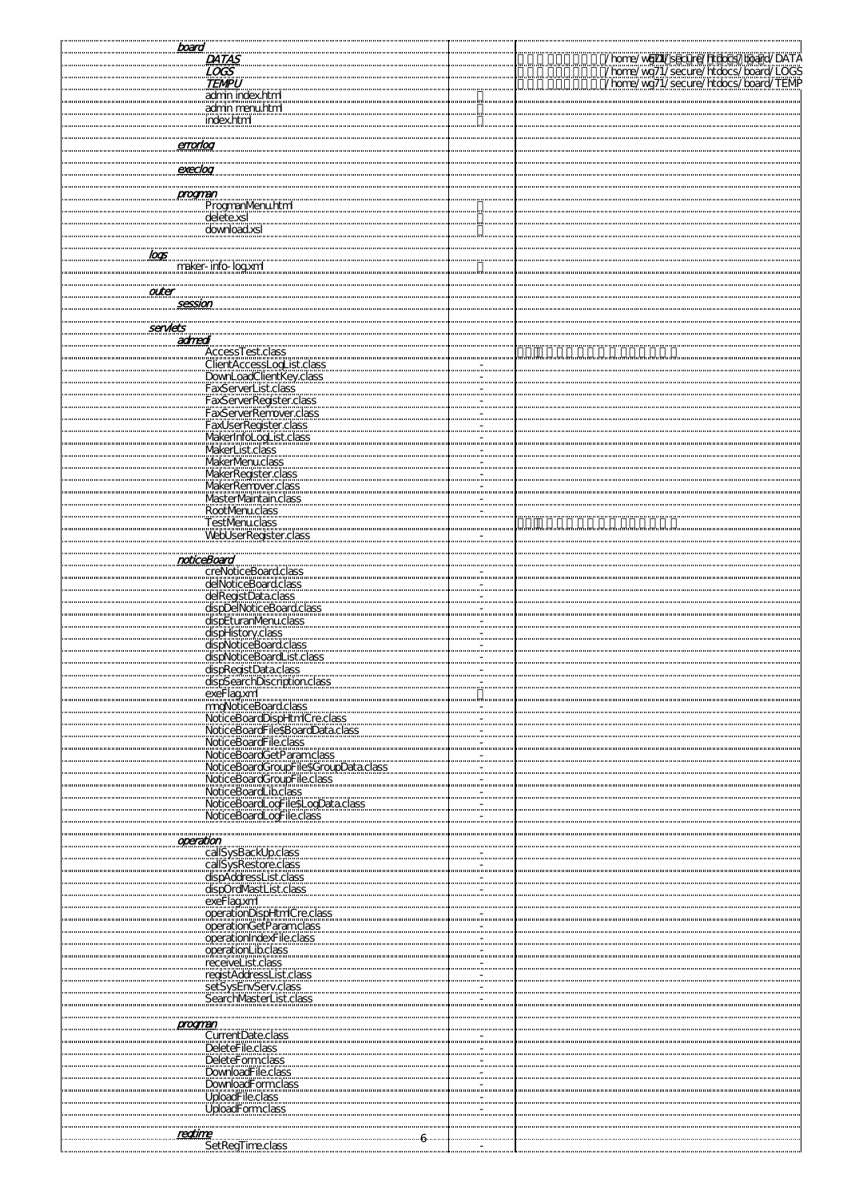| File | Flag | Notes |
|---|---|---|
| *board* | | |
| *DATAS* | | /home/wg71/secure/htdocs/board/DATA |
| *LOGS* | | /home/wg71/secure/htdocs/board/LOGS |
| *TEMPU* | | /home/wg71/secure/htdocs/board/TEMP |
| admin index.html | | |
| admin menu.html | | |
| index.html | | |
| | | |
| *errorlog* | | |
| | | |
| *execlog* | | |
| | | |
| *progman* | | |
| ProgmanMenu.html | | |
| delete.xsl | | |
| download.xsl | | |
| | | |
| *logs* | | |
| maker-info-log.xml | | |
| | | |
| *outer* | | |
| *session* | | |
| | | |
| *servlets* | | |
| *admedi* | | |
| AccessTest.class | | |
| ClientAccessLogList.class | - | |
| DownLoadClientKey.class | - | |
| FaxServerList.class | - | |
| FaxServerRegister.class | - | |
| FaxServerRemover.class | - | |
| FaxUserRegister.class | - | |
| MakerInfoLogList.class | - | |
| MakerList.class | - | |
| MakerMenu.class | - | |
| MakerRegister.class | - | |
| MakerRemover.class | - | |
| MasterMaintain.class | - | |
| RootMenu.class | - | |
| TestMenu.class | | |
| WebUserRegister.class | - | |
| | | |
| *noticeBoard* | | |
| creNoticeBoard.class | - | |
| delNoticeBoard.class | - | |
| delRegistData.class | - | |
| dispDelNoticeBoard.class | - | |
| dispEturanMenu.class | - | |
| dispHistory.class | - | |
| dispNoticeBoard.class | - | |
| dispNoticeBoardList.class | - | |
| dispRegistData.class | - | |
| dispSearchDiscription.class | - | |
| exeFlag.xml | | |
| rmgNoticeBoard.class | - | |
| NoticeBoardDispHtmlCre.class | - | |
| NoticeBoardFile$BoardData.class | - | |
| NoticeBoardFile.class | - | |
| NoticeBoardGetParam.class | - | |
| NoticeBoardGroupFile$GroupData.class | - | |
| NoticeBoardGroupFile.class | - | |
| NoticeBoardLib.class | - | |
| NoticeBoardLogFile$LogData.class | - | |
| NoticeBoardLogFile.class | - | |
| | | |
| *operation* | | |
| callSysBackUp.class | - | |
| callSysRestore.class | - | |
| dispAddressList.class | - | |
| dispOrdMastList.class | - | |
| exeFlag.xml | | |
| operationDispHtmlCre.class | - | |
| operationGetParam.class | - | |
| operationIndexFile.class | - | |
| operationLib.class | - | |
| receiveList.class | - | |
| registAddressList.class | - | |
| setSysEnvServ.class | - | |
| SearchMasterList.class | - | |
| | | |
| *progman* | | |
| CurrentDate.class | - | |
| DeleteFile.class | - | |
| DeleteForm.class | - | |
| DownloadFile.class | - | |
| DownloadForm.class | - | |
| UploadFile.class | - | |
| UploadForm.class | - | |
| | | |
| *regtime* | | |
| SetRegTime.class | - | |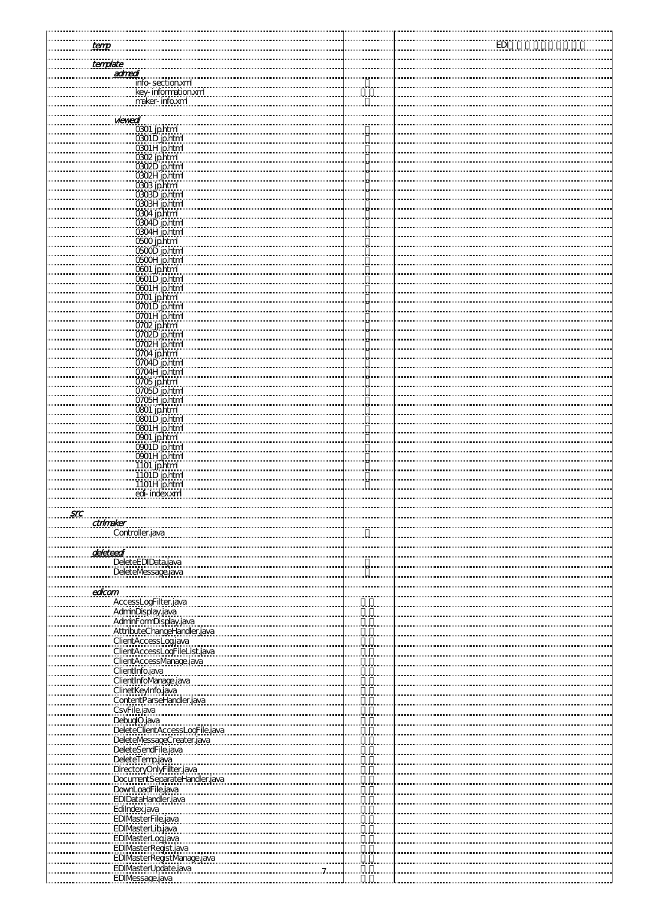| | | |
|---|---|---|
| *temp* | | EDI |
| *template* | | |
| *admedi* | | |
| info-section.xml | | |
| key-information.xml | | |
| maker-info.xml | | |
| *viewedi* | | |
| 0301 jp.html | | |
| 0301D jp.html | | |
| 0301H jp.html | | |
| 0302 jp.html | | |
| 0302D jp.html | | |
| 0302H jp.html | | |
| 0303 jp.html | | |
| 0303D jp.html | | |
| 0303H jp.html | | |
| 0304 jp.html | | |
| 0304D jp.html | | |
| 0304H jp.html | | |
| 0500 jp.html | | |
| 0500D jp.html | | |
| 0500H jp.html | | |
| 0601 jp.html | | |
| 0601D jp.html | | |
| 0601H jp.html | | |
| 0701 jp.html | | |
| 0701D jp.html | | |
| 0701H jp.html | | |
| 0702 jp.html | | |
| 0702D jp.html | | |
| 0702H jp.html | | |
| 0704 jp.html | | |
| 0704D jp.html | | |
| 0704H jp.html | | |
| 0705 jp.html | | |
| 0705D jp.html | | |
| 0705H jp.html | | |
| 0801 jp.html | | |
| 0801D jp.html | | |
| 0801H jp.html | | |
| 0901 jp.html | | |
| 0901D jp.html | | |
| 0901H jp.html | | |
| 1101 jp.html | | |
| 1101D jp.html | | |
| 1101H jp.html | | |
| edi-index.xml | | |
| *src* | | |
| *ctrlmaker* | | |
| Controller.java | | |
| *deleteedi* | | |
| DeleteEDIData.java | | |
| DeleteMessage.java | | |
| *edicom* | | |
| AccessLogFilter.java | | |
| AdminDisplay.java | | |
| AdminFormDisplay.java | | |
| AttributeChangeHandler.java | | |
| ClientAccessLog.java | | |
| ClientAccessLogFileList.java | | |
| ClientAccessManage.java | | |
| ClientInfo.java | | |
| ClientInfoManage.java | | |
| ClinetKeyInfo.java | | |
| ContentParseHandler.java | | |
| CsvFile.java | | |
| DebugIO.java | | |
| DeleteClientAccessLogFile.java | | |
| DeleteMessageCreater.java | | |
| DeleteSendFile.java | | |
| DeleteTemp.java | | |
| DirectoryOnlyFilter.java | | |
| DocumentSeparateHandler.java | | |
| DownLoadFile.java | | |
| EDIDataHandler.java | | |
| EdiIndex.java | | |
| EDIMasterFile.java | | |
| EDIMasterLib.java | | |
| EDIMasterLog.java | | |
| EDIMasterRegist.java | | |
| EDIMasterRegistManage.java | | |
| EDIMasterUpdate.java | | |
| EDIMessage.java | | |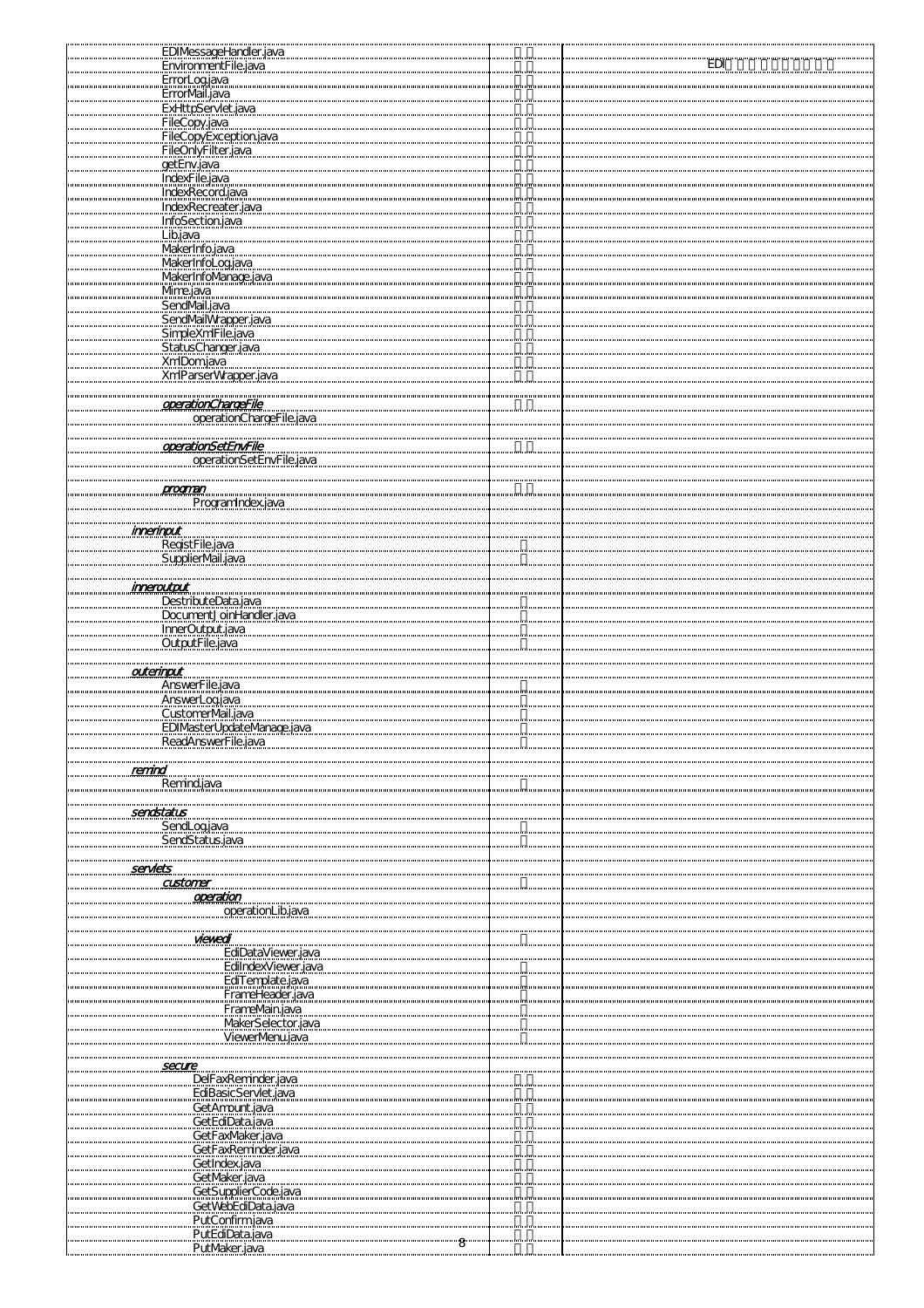| File | Status | Description |
|---|---|---|
| EDIMessageHandler.java | □□ | |
| EnvironmentFile.java | □□ | EDI□□□□□□□□□□ |
| ErrorLog.java | □□ | |
| ErrorMail.java | □□ | |
| ExHttpServlet.java | □□ | |
| FileCopy.java | □□ | |
| FileCopyException.java | □□ | |
| FileOnlyFilter.java | □□ | |
| getEnv.java | □□ | |
| IndexFile.java | □□ | |
| IndexRecord.java | □□ | |
| IndexRecreater.java | □□ | |
| InfoSection.java | □□ | |
| Lib.java | □□ | |
| MakerInfo.java | □□ | |
| MakerInfoLog.java | □□ | |
| MakerInfoManage.java | □□ | |
| Mime.java | □□ | |
| SendMail.java | □□ | |
| SendMailWrapper.java | □□ | |
| SimpleXmlFile.java | □□ | |
| StatusChanger.java | □□ | |
| XmlDom.java | □□ | |
| XmlParserWrapper.java | □□ | |
| | | |
| ***operationChargeFile*** | □□ | |
| operationChargeFile.java | | |
| | | |
| ***operationSetEnvFile*** | □□ | |
| operationSetEnvFile.java | | |
| | | |
| ***program*** | □□ | |
| ProgramIndex.java | | |
| | | |
| ***innerinput*** | | |
| RegistFile.java | □ | |
| SupplierMail.java | □ | |
| | | |
| ***inneroutput*** | | |
| DestributeData.java | □ | |
| DocumentJoinHandler.java | □ | |
| InnerOutput.java | □ | |
| OutputFile.java | □ | |
| | | |
| ***outerinput*** | | |
| AnswerFile.java | □ | |
| AnswerLog.java | □ | |
| CustomerMail.java | □ | |
| EDIMasterUpdateManage.java | □ | |
| ReadAnswerFile.java | □ | |
| | | |
| ***remind*** | | |
| Remind.java | □ | |
| | | |
| ***sendstatus*** | | |
| SendLog.java | □ | |
| SendStatus.java | □ | |
| | | |
| ***servlets*** | | |
| ***customer*** | □ | |
| ***operation*** | | |
| operationLib.java | | |
| | | |
| ***viewedi*** | □ | |
| EdiDataViewer.java | | |
| EdiIndexViewer.java | □ | |
| EdiTemplate.java | □ | |
| FrameHeader.java | □ | |
| FrameMain.java | □ | |
| MakerSelector.java | □ | |
| ViewerMenu.java | □ | |
| | | |
| ***secure*** | | |
| DelFaxReminder.java | □□ | |
| EdiBasicServlet.java | □□ | |
| GetAmount.java | □□ | |
| GetEdiData.java | □□ | |
| GetFaxMaker.java | □□ | |
| GetFaxReminder.java | □□ | |
| GetIndex.java | □□ | |
| GetMaker.java | □□ | |
| GetSupplierCode.java | □□ | |
| GetWebEdiData.java | □□ | |
| PutConfirm.java | □□ | |
| PutEdiData.java | □□ | |
| PutMaker.java | □□ | |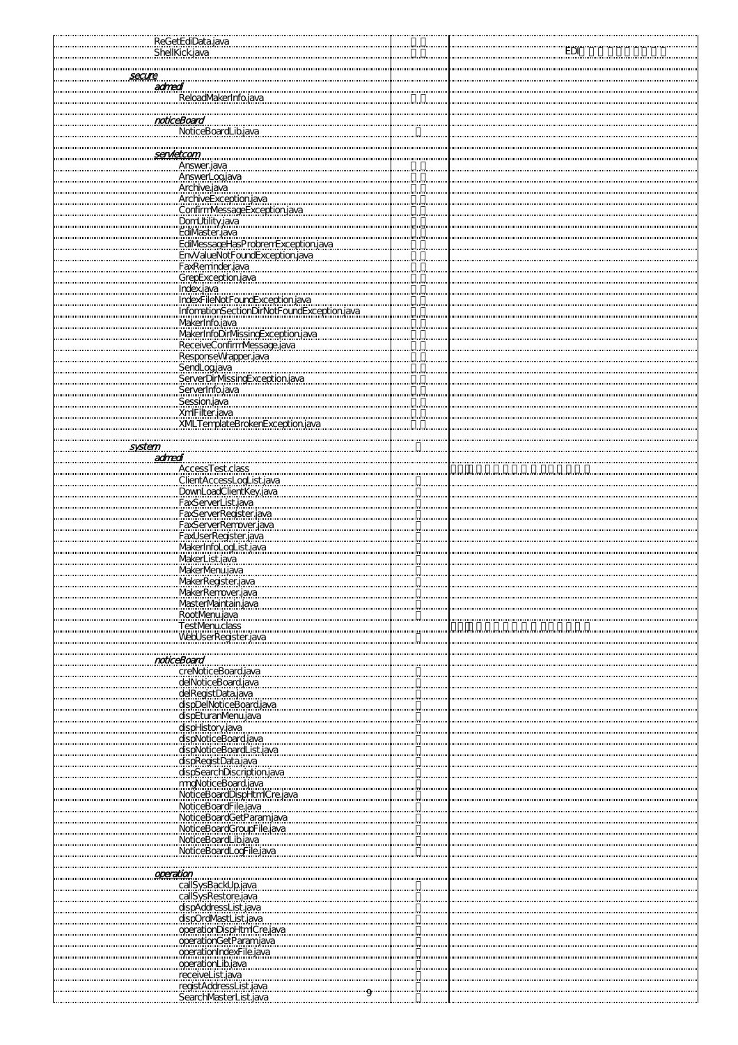| | | | | |
|---|---|---|---|---|
| | | ReGetEdiData.java | □□ | |
| | | ShellKick.java | □□ | EDI□□□□□□□□□□ |
| | | | | |
| ***secure*** | | | | |
| | ***admedi*** | | | |
| | | ReloadMakerInfo.java | □□ | |
| | | | | |
| | ***noticeBoard*** | | | |
| | | NoticeBoardLib.java | □ | |
| | | | | |
| | ***servletcom*** | | | |
| | | Answer.java | □□ | |
| | | AnswerLog.java | □□ | |
| | | Archive.java | □□ | |
| | | ArchiveException.java | □□ | |
| | | ConfirmMessageException.java | □□ | |
| | | DomUtility.java | □□ | |
| | | EdiMaster.java | □□ | |
| | | EdiMessageHasProbremException.java | □□ | |
| | | EnvValueNotFoundException.java | □□ | |
| | | FaxReminder.java | □□ | |
| | | GrepException.java | □□ | |
| | | Index.java | □□ | |
| | | IndexFileNotFoundException.java | □□ | |
| | | InformationSectionDirNotFoundException.java | □□ | |
| | | MakerInfo.java | □□ | |
| | | MakerInfoDirMissingException.java | □□ | |
| | | ReceiveConfirmMessage.java | □□ | |
| | | ResponseWrapper.java | □□ | |
| | | SendLog.java | □□ | |
| | | ServerDirMissingException.java | □□ | |
| | | ServerInfo.java | □□ | |
| | | Session.java | □□ | |
| | | XmlFilter.java | □□ | |
| | | XMLTemplateBrokenException.java | □□ | |
| | | | | |
| ***system*** | | | □ | |
| | ***admedi*** | | | |
| | | AccessTest.class | | □□□□□□□□□□□□□□□□□□ |
| | | ClientAccessLogList.java | □ | |
| | | DownLoadClientKey.java | □ | |
| | | FaxServerList.java | □ | |
| | | FaxServerRegister.java | □ | |
| | | FaxServerRemover.java | □ | |
| | | FaxUserRegister.java | □ | |
| | | MakerInfoLogList.java | □ | |
| | | MakerList.java | □ | |
| | | MakerMenu.java | □ | |
| | | MakerRegister.java | □ | |
| | | MakerRemover.java | □ | |
| | | MasterMaintain.java | □ | |
| | | RootMenu.java | □ | |
| | | TestMenu.class | | □□□□□□□□□□□□□□□□□□ |
| | | WebUserRegister.java | □ | |
| | | | | |
| | ***noticeBoard*** | | | |
| | | creNoticeBoard.java | □ | |
| | | delNoticeBoard.java | □ | |
| | | delRegistData.java | □ | |
| | | dispDelNoticeBoard.java | □ | |
| | | dispEturanMenu.java | □ | |
| | | dispHistory.java | □ | |
| | | dispNoticeBoard.java | □ | |
| | | dispNoticeBoardList.java | □ | |
| | | dispRegistData.java | □ | |
| | | dispSearchDiscription.java | □ | |
| | | mngNoticeBoard.java | □ | |
| | | NoticeBoardDispHtmlCre.java | □ | |
| | | NoticeBoardFile.java | □ | |
| | | NoticeBoardGetParam.java | □ | |
| | | NoticeBoardGroupFile.java | □ | |
| | | NoticeBoardLib.java | □ | |
| | | NoticeBoardLogFile.java | □ | |
| | | | | |
| | ***operation*** | | | |
| | | callSysBackUp.java | □ | |
| | | callSysRestore.java | □ | |
| | | dispAddressList.java | □ | |
| | | dispOrdMastList.java | □ | |
| | | operationDispHtmlCre.java | □ | |
| | | operationGetParam.java | □ | |
| | | operationIndexFile.java | □ | |
| | | operationLib.java | □ | |
| | | receiveList.java | □ | |
| | | registAddressList.java | □ | |
| | | SearchMasterList.java | □ | |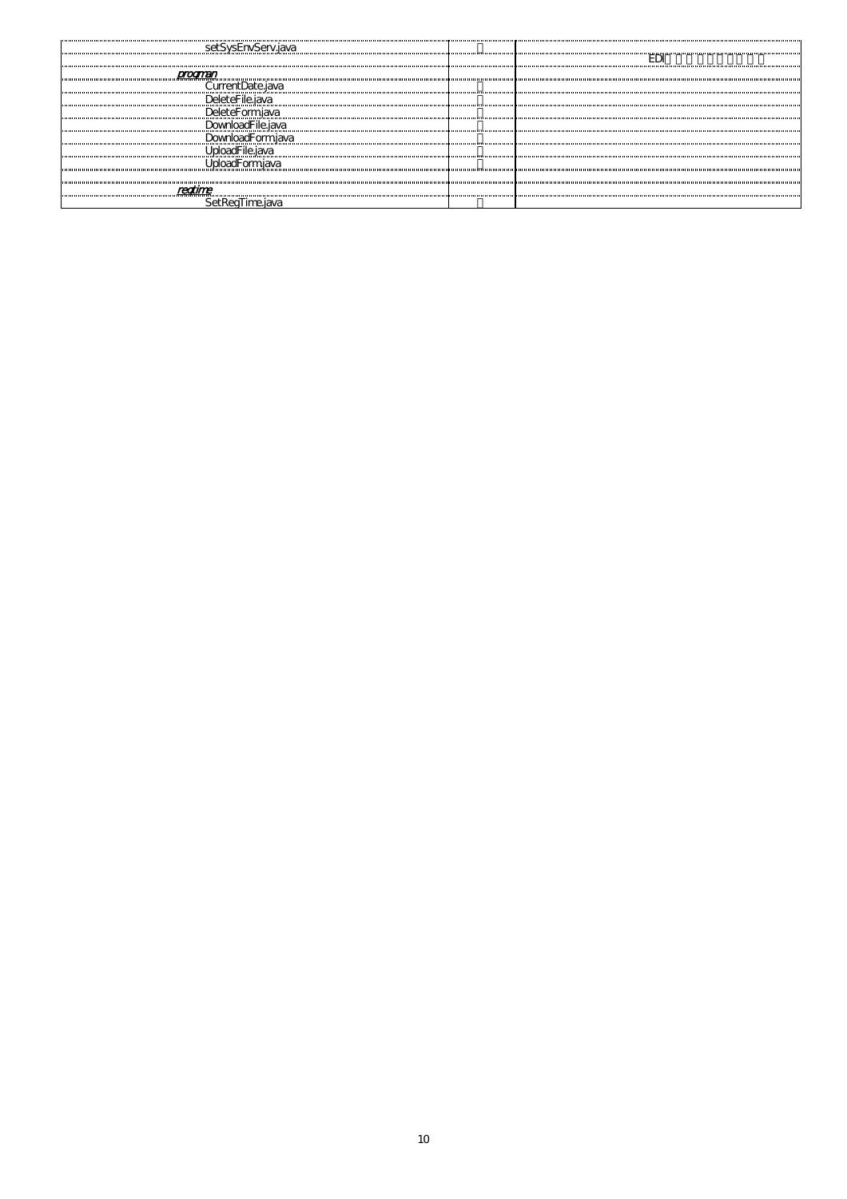| | | |
|---|---|---|
| setSysEnvServ.java | 〇 | |
| | | EDI〇〇〇〇〇〇〇〇〇〇 |
| *progman* | | |
| CurrentDate.java | 〇 | |
| DeleteFile.java | 〇 | |
| DeleteForm.java | 〇 | |
| DownloadFile.java | 〇 | |
| DownloadForm.java | 〇 | |
| UploadFile.java | 〇 | |
| UploadForm.java | 〇 | |
| | | |
| *regtime* | | |
| SetRegTime.java | 〇 | |